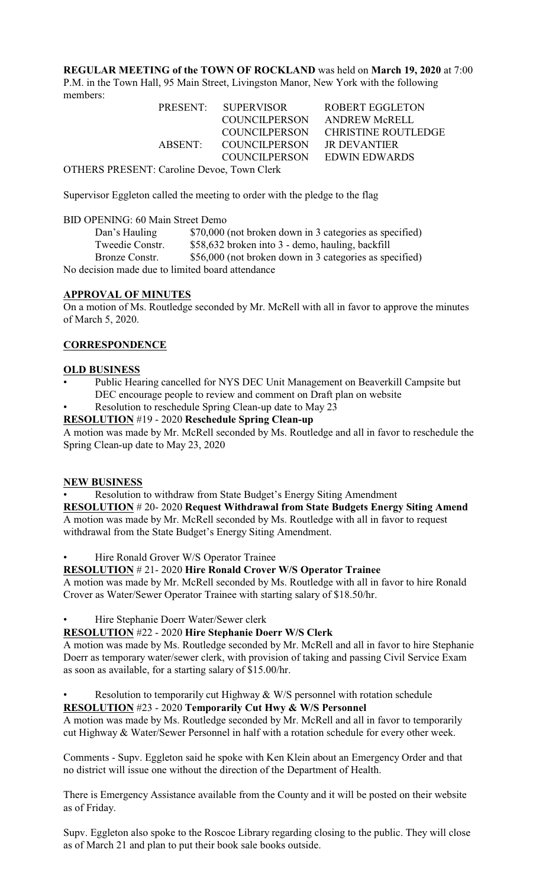**REGULAR MEETING of the TOWN OF ROCKLAND** was held on **March 19, 2020** at 7:00 P.M. in the Town Hall, 95 Main Street, Livingston Manor, New York with the following members:

| | | |
|---|---|---|
| PRESENT: | SUPERVISOR | ROBERT EGGLETON |
| | COUNCILPERSON | ANDREW McRELL |
| | COUNCILPERSON | CHRISTINE ROUTLEDGE |
| ABSENT: | COUNCILPERSON | JR DEVANTIER |
| | COUNCILPERSON | EDWIN EDWARDS |

OTHERS PRESENT: Caroline Devoe, Town Clerk

Supervisor Eggleton called the meeting to order with the pledge to the flag

BID OPENING: 60 Main Street Demo

| | |
|---|---|
| Dan's Hauling | $70,000 (not broken down in 3 categories as specified) |
| Tweedie Constr. | $58,632 broken into 3 - demo, hauling, backfill |
| Bronze Constr. | $56,000 (not broken down in 3 categories as specified) |

No decision made due to limited board attendance

## APPROVAL OF MINUTES

On a motion of Ms. Routledge seconded by Mr. McRell with all in favor to approve the minutes of March 5, 2020.

## CORRESPONDENCE

## OLD BUSINESS

- Public Hearing cancelled for NYS DEC Unit Management on Beaverkill Campsite but DEC encourage people to review and comment on Draft plan on website
- Resolution to reschedule Spring Clean-up date to May 23

**RESOLUTION** #19 - 2020 **Reschedule Spring Clean-up**

A motion was made by Mr. McRell seconded by Ms. Routledge and all in favor to reschedule the Spring Clean-up date to May 23, 2020

## NEW BUSINESS

- Resolution to withdraw from State Budget's Energy Siting Amendment

**RESOLUTION** # 20- 2020 **Request Withdrawal from State Budgets Energy Siting Amend**

A motion was made by Mr. McRell seconded by Ms. Routledge with all in favor to request withdrawal from the State Budget's Energy Siting Amendment.

- Hire Ronald Grover W/S Operator Trainee

**RESOLUTION** # 21- 2020 **Hire Ronald Crover W/S Operator Trainee**

A motion was made by Mr. McRell seconded by Ms. Routledge with all in favor to hire Ronald Crover as Water/Sewer Operator Trainee with starting salary of $18.50/hr.

- Hire Stephanie Doerr Water/Sewer clerk

**RESOLUTION** #22 - 2020 **Hire Stephanie Doerr W/S Clerk**

A motion was made by Ms. Routledge seconded by Mr. McRell and all in favor to hire Stephanie Doerr as temporary water/sewer clerk, with provision of taking and passing Civil Service Exam as soon as available, for a starting salary of $15.00/hr.

- Resolution to temporarily cut Highway & W/S personnel with rotation schedule

**RESOLUTION** #23 - 2020 **Temporarily Cut Hwy & W/S Personnel**

A motion was made by Ms. Routledge seconded by Mr. McRell and all in favor to temporarily cut Highway & Water/Sewer Personnel in half with a rotation schedule for every other week.

Comments - Supv. Eggleton said he spoke with Ken Klein about an Emergency Order and that no district will issue one without the direction of the Department of Health.

There is Emergency Assistance available from the County and it will be posted on their website as of Friday.

Supv. Eggleton also spoke to the Roscoe Library regarding closing to the public. They will close as of March 21 and plan to put their book sale books outside.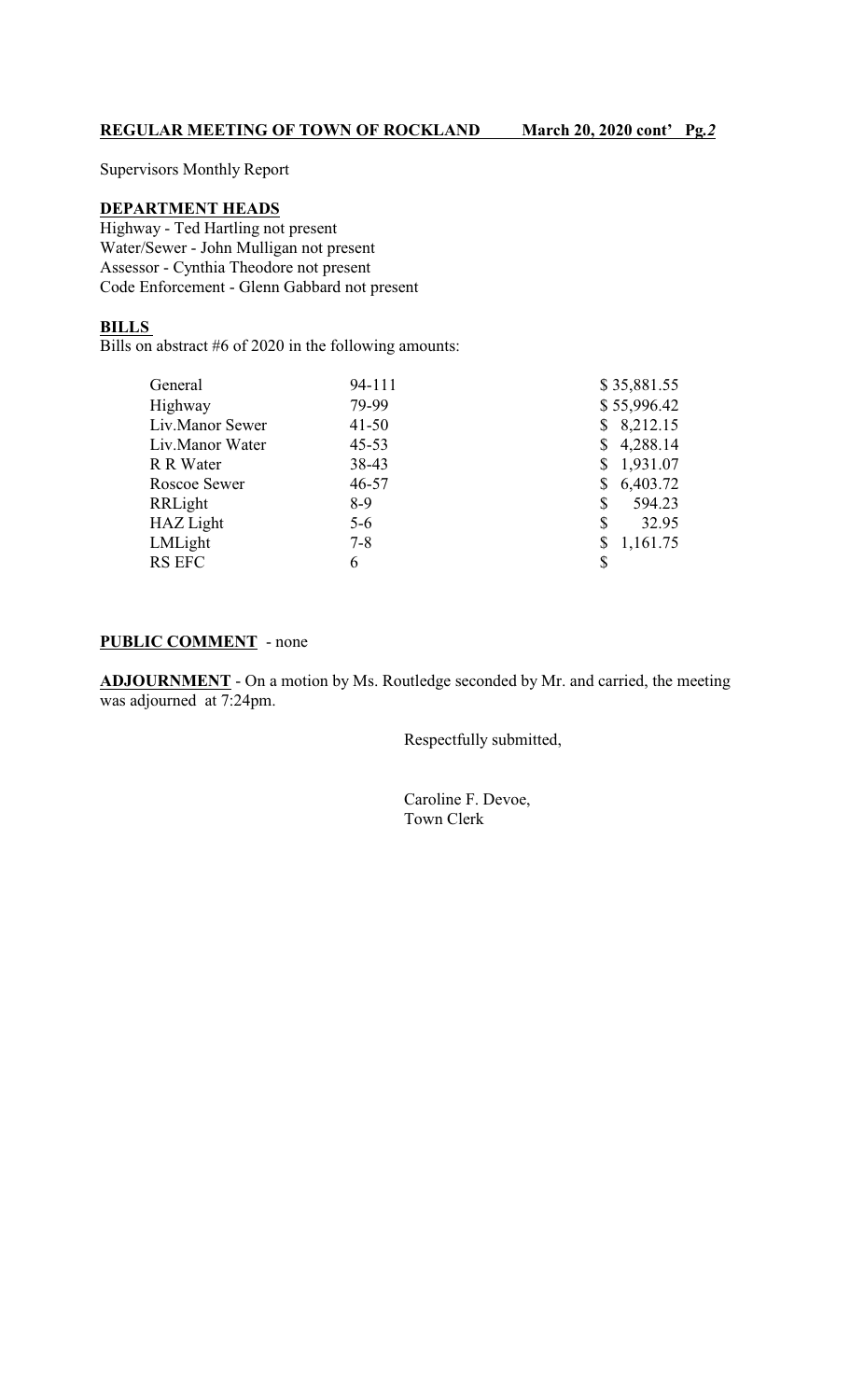**REGULAR MEETING OF TOWN OF ROCKLAND March 20, 2020 cont' Pg.*2***

Supervisors Monthly Report

**DEPARTMENT HEADS**

Highway - Ted Hartling not present
Water/Sewer - John Mulligan not present
Assessor - Cynthia Theodore not present
Code Enforcement - Glenn Gabbard not present

**BILLS**

Bills on abstract #6 of 2020 in the following amounts:

| | | |
|---|---|---|
| General | 94-111 | $ 35,881.55 |
| Highway | 79-99 | $ 55,996.42 |
| Liv.Manor Sewer | 41-50 | $ 8,212.15 |
| Liv.Manor Water | 45-53 | $ 4,288.14 |
| R R Water | 38-43 | $ 1,931.07 |
| Roscoe Sewer | 46-57 | $ 6,403.72 |
| RRLight | 8-9 | $ 594.23 |
| HAZ Light | 5-6 | $ 32.95 |
| LMLight | 7-8 | $ 1,161.75 |
| RS EFC | 6 | $ |

**PUBLIC COMMENT** - none

**ADJOURNMENT** - On a motion by Ms. Routledge seconded by Mr. and carried, the meeting was adjourned at 7:24pm.

Respectfully submitted,

Caroline F. Devoe,
Town Clerk